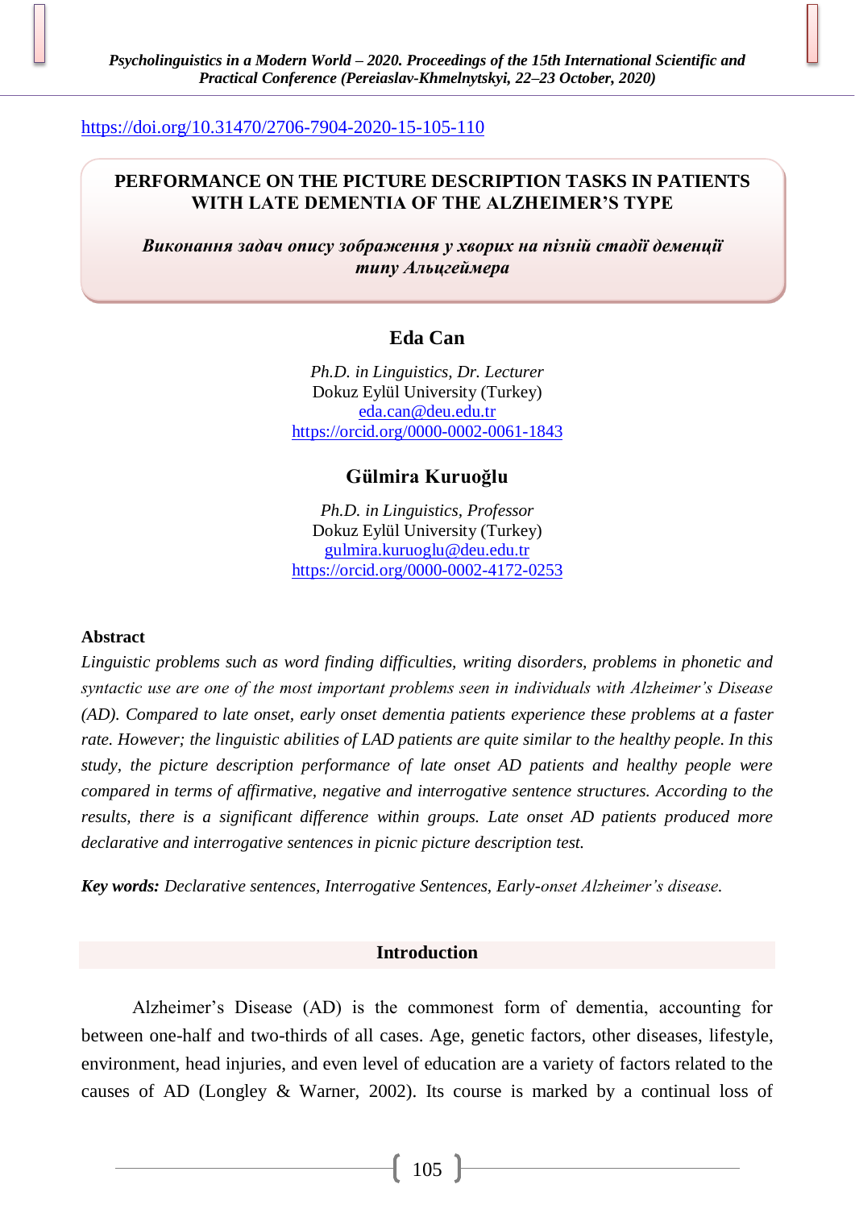https://doi.org/10.31470/2706-7904-2020-15-105-110

# PERFORMANCE ON THE PICTURE DESCRIPTION TASKS IN PATIENTS WITH LATE DEMENTIA OF THE ALZHEIMER'S TYPE

***Виконання задач опису зображення у хворих на пізній стадії деменції типу Альцгеймера***

**Eda Can**

*Ph.D. in Linguistics, Dr. Lecturer*
Dokuz Eylül University (Turkey)
eda.can@deu.edu.tr
https://orcid.org/0000-0002-0061-1843

**Gülmira Kuruoğlu**

*Ph.D. in Linguistics, Professor*
Dokuz Eylül University (Turkey)
gulmira.kuruoglu@deu.edu.tr
https://orcid.org/0000-0002-4172-0253

**Abstract**

*Linguistic problems such as word finding difficulties, writing disorders, problems in phonetic and syntactic use are one of the most important problems seen in individuals with Alzheimer's Disease (AD). Compared to late onset, early onset dementia patients experience these problems at a faster rate. However; the linguistic abilities of LAD patients are quite similar to the healthy people. In this study, the picture description performance of late onset AD patients and healthy people were compared in terms of affirmative, negative and interrogative sentence structures. According to the results, there is a significant difference within groups. Late onset AD patients produced more declarative and interrogative sentences in picnic picture description test.*

***Key words:*** *Declarative sentences, Interrogative Sentences, Early-onset Alzheimer's disease.*

## Introduction

Alzheimer's Disease (AD) is the commonest form of dementia, accounting for between one-half and two-thirds of all cases. Age, genetic factors, other diseases, lifestyle, environment, head injuries, and even level of education are a variety of factors related to the causes of AD (Longley & Warner, 2002). Its course is marked by a continual loss of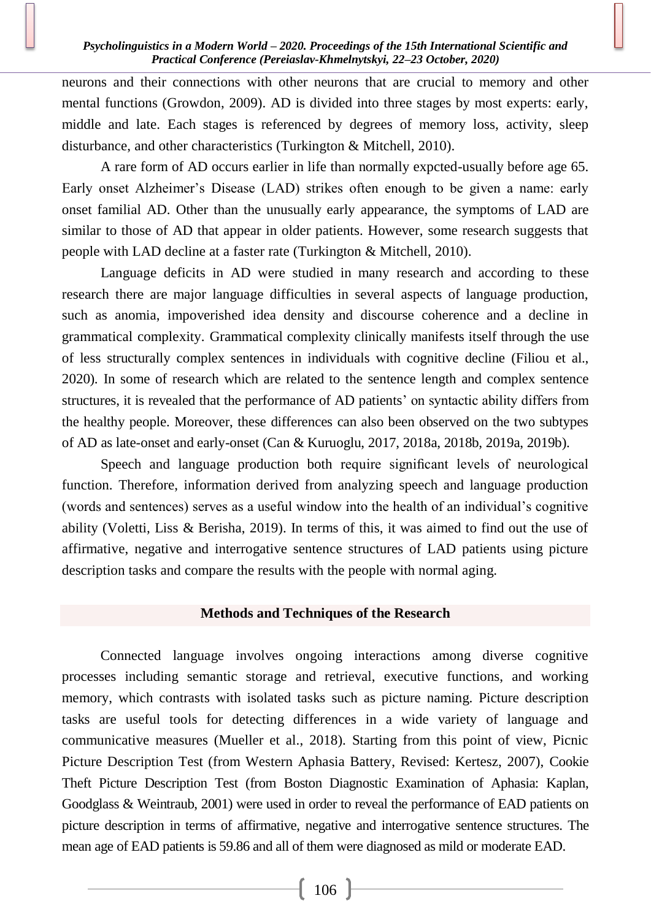neurons and their connections with other neurons that are crucial to memory and other mental functions (Growdon, 2009). AD is divided into three stages by most experts: early, middle and late. Each stages is referenced by degrees of memory loss, activity, sleep disturbance, and other characteristics (Turkington & Mitchell, 2010).

A rare form of AD occurs earlier in life than normally expcted-usually before age 65. Early onset Alzheimer's Disease (LAD) strikes often enough to be given a name: early onset familial AD. Other than the unusually early appearance, the symptoms of LAD are similar to those of AD that appear in older patients. However, some research suggests that people with LAD decline at a faster rate (Turkington & Mitchell, 2010).

Language deficits in AD were studied in many research and according to these research there are major language difficulties in several aspects of language production, such as anomia, impoverished idea density and discourse coherence and a decline in grammatical complexity. Grammatical complexity clinically manifests itself through the use of less structurally complex sentences in individuals with cognitive decline (Filiou et al., 2020). In some of research which are related to the sentence length and complex sentence structures, it is revealed that the performance of AD patients' on syntactic ability differs from the healthy people. Moreover, these differences can also been observed on the two subtypes of AD as late-onset and early-onset (Can & Kuruoglu, 2017, 2018a, 2018b, 2019a, 2019b).

Speech and language production both require significant levels of neurological function. Therefore, information derived from analyzing speech and language production (words and sentences) serves as a useful window into the health of an individual's cognitive ability (Voletti, Liss & Berisha, 2019). In terms of this, it was aimed to find out the use of affirmative, negative and interrogative sentence structures of LAD patients using picture description tasks and compare the results with the people with normal aging.

## Methods and Techniques of the Research

Connected language involves ongoing interactions among diverse cognitive processes including semantic storage and retrieval, executive functions, and working memory, which contrasts with isolated tasks such as picture naming. Picture description tasks are useful tools for detecting differences in a wide variety of language and communicative measures (Mueller et al., 2018). Starting from this point of view, Picnic Picture Description Test (from Western Aphasia Battery, Revised: Kertesz, 2007), Cookie Theft Picture Description Test (from Boston Diagnostic Examination of Aphasia: Kaplan, Goodglass & Weintraub, 2001) were used in order to reveal the performance of EAD patients on picture description in terms of affirmative, negative and interrogative sentence structures. The mean age of EAD patients is 59.86 and all of them were diagnosed as mild or moderate EAD.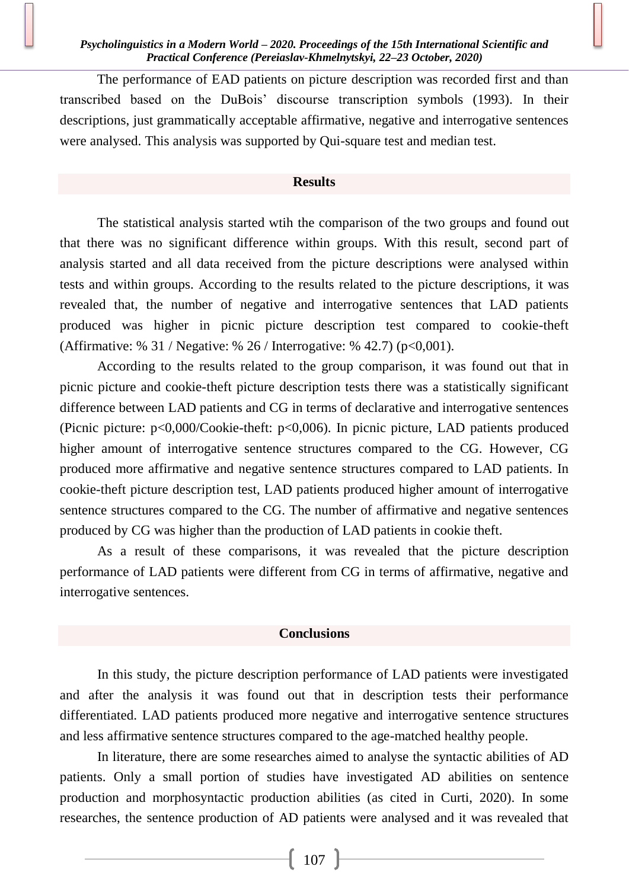The performance of EAD patients on picture description was recorded first and than transcribed based on the DuBois' discourse transcription symbols (1993). In their descriptions, just grammatically acceptable affirmative, negative and interrogative sentences were analysed. This analysis was supported by Qui-square test and median test.

## Results

The statistical analysis started wtih the comparison of the two groups and found out that there was no significant difference within groups. With this result, second part of analysis started and all data received from the picture descriptions were analysed within tests and within groups. According to the results related to the picture descriptions, it was revealed that, the number of negative and interrogative sentences that LAD patients produced was higher in picnic picture description test compared to cookie-theft (Affirmative: % 31 / Negative: % 26 / Interrogative: % 42.7) ($p<0{,}001$).

According to the results related to the group comparison, it was found out that in picnic picture and cookie-theft picture description tests there was a statistically significant difference between LAD patients and CG in terms of declarative and interrogative sentences (Picnic picture: $p<0{,}000$/Cookie-theft: $p<0{,}006$). In picnic picture, LAD patients produced higher amount of interrogative sentence structures compared to the CG. However, CG produced more affirmative and negative sentence structures compared to LAD patients. In cookie-theft picture description test, LAD patients produced higher amount of interrogative sentence structures compared to the CG. The number of affirmative and negative sentences produced by CG was higher than the production of LAD patients in cookie theft.

As a result of these comparisons, it was revealed that the picture description performance of LAD patients were different from CG in terms of affirmative, negative and interrogative sentences.

## Conclusions

In this study, the picture description performance of LAD patients were investigated and after the analysis it was found out that in description tests their performance differentiated. LAD patients produced more negative and interrogative sentence structures and less affirmative sentence structures compared to the age-matched healthy people.

In literature, there are some researches aimed to analyse the syntactic abilities of AD patients. Only a small portion of studies have investigated AD abilities on sentence production and morphosyntactic production abilities (as cited in Curti, 2020). In some researches, the sentence production of AD patients were analysed and it was revealed that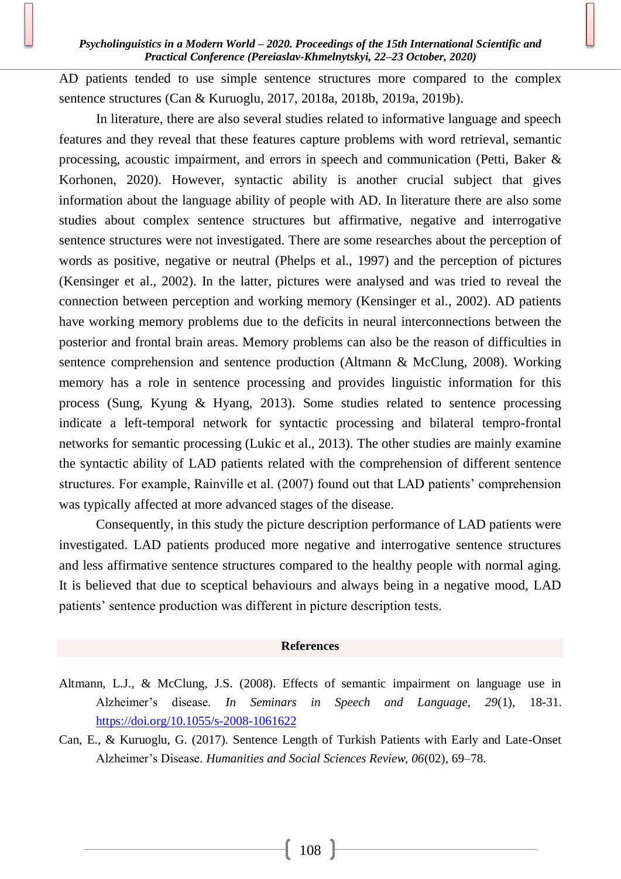AD patients tended to use simple sentence structures more compared to the complex sentence structures (Can & Kuruoglu, 2017, 2018a, 2018b, 2019a, 2019b).

In literature, there are also several studies related to informative language and speech features and they reveal that these features capture problems with word retrieval, semantic processing, acoustic impairment, and errors in speech and communication (Petti, Baker & Korhonen, 2020). However, syntactic ability is another crucial subject that gives information about the language ability of people with AD. In literature there are also some studies about complex sentence structures but affirmative, negative and interrogative sentence structures were not investigated. There are some researches about the perception of words as positive, negative or neutral (Phelps et al., 1997) and the perception of pictures (Kensinger et al., 2002). In the latter, pictures were analysed and was tried to reveal the connection between perception and working memory (Kensinger et al., 2002). AD patients have working memory problems due to the deficits in neural interconnections between the posterior and frontal brain areas. Memory problems can also be the reason of difficulties in sentence comprehension and sentence production (Altmann & McClung, 2008). Working memory has a role in sentence processing and provides linguistic information for this process (Sung, Kyung & Hyang, 2013). Some studies related to sentence processing indicate a left-temporal network for syntactic processing and bilateral tempro-frontal networks for semantic processing (Lukic et al., 2013). The other studies are mainly examine the syntactic ability of LAD patients related with the comprehension of different sentence structures. For example, Rainville et al. (2007) found out that LAD patients' comprehension was typically affected at more advanced stages of the disease.

Consequently, in this study the picture description performance of LAD patients were investigated. LAD patients produced more negative and interrogative sentence structures and less affirmative sentence structures compared to the healthy people with normal aging. It is believed that due to sceptical behaviours and always being in a negative mood, LAD patients' sentence production was different in picture description tests.

## References

Altmann, L.J., & McClung, J.S. (2008). Effects of semantic impairment on language use in Alzheimer's disease. *In Seminars in Speech and Language, 29*(1), 18-31. https://doi.org/10.1055/s-2008-1061622

Can, E., & Kuruoglu, G. (2017). Sentence Length of Turkish Patients with Early and Late-Onset Alzheimer's Disease. *Humanities and Social Sciences Review, 06*(02), 69–78.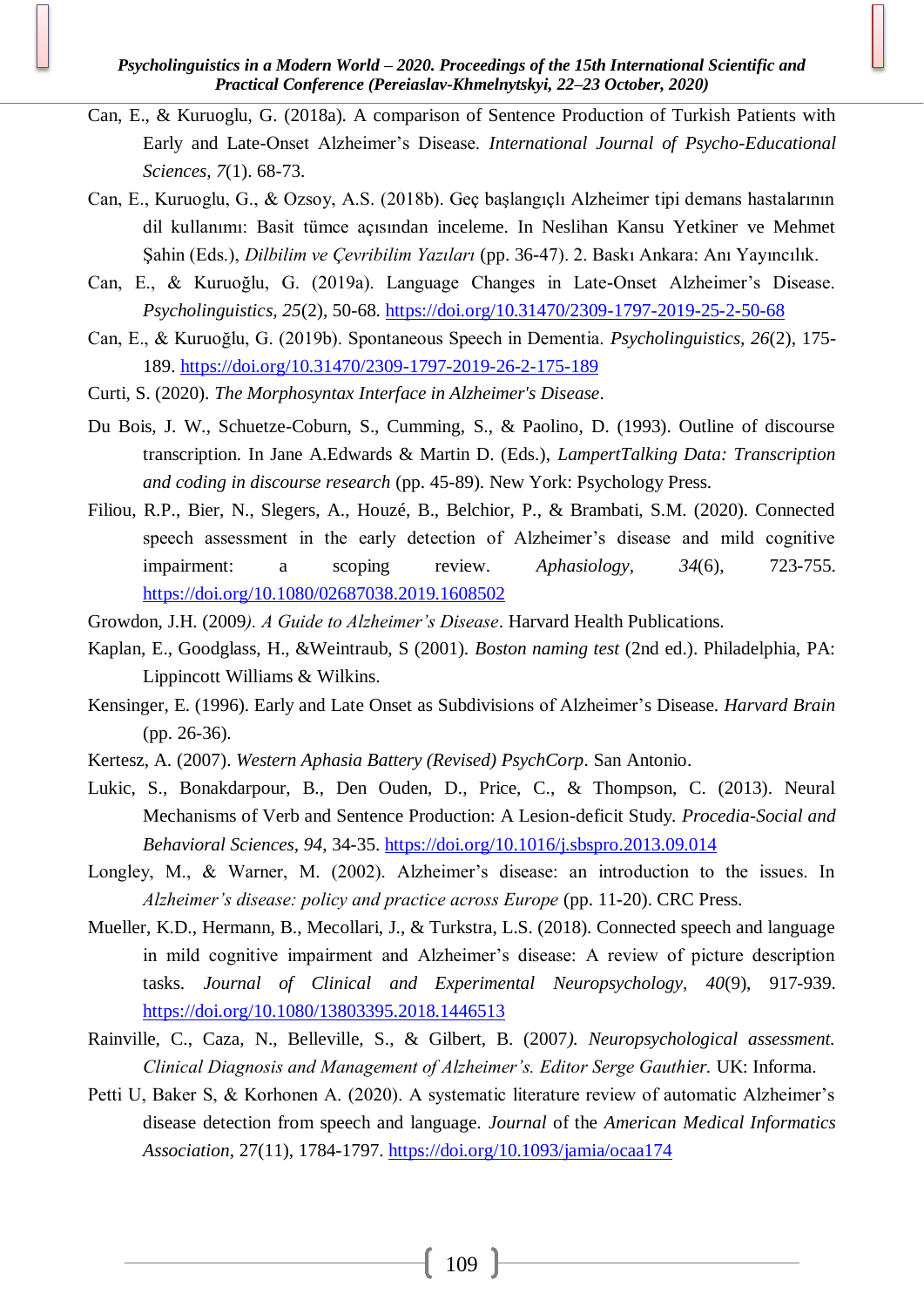Can, E., & Kuruoglu, G. (2018a). A comparison of Sentence Production of Turkish Patients with Early and Late-Onset Alzheimer's Disease. *International Journal of Psycho-Educational Sciences, 7*(1). 68-73.

Can, E., Kuruoglu, G., & Ozsoy, A.S. (2018b). Geç başlangıçlı Alzheimer tipi demans hastalarının dil kullanımı: Basit tümce açısından inceleme. In Neslihan Kansu Yetkiner ve Mehmet Şahin (Eds.), *Dilbilim ve Çevribilim Yazıları* (pp. 36-47). 2. Baskı Ankara: Anı Yayıncılık.

Can, E., & Kuruoğlu, G. (2019a). Language Changes in Late-Onset Alzheimer's Disease. *Psycholinguistics, 25*(2), 50-68. https://doi.org/10.31470/2309-1797-2019-25-2-50-68

Can, E., & Kuruoğlu, G. (2019b). Spontaneous Speech in Dementia. *Psycholinguistics, 26*(2), 175-189. https://doi.org/10.31470/2309-1797-2019-26-2-175-189

Curti, S. (2020). *The Morphosyntax Interface in Alzheimer's Disease*.

Du Bois, J. W., Schuetze-Coburn, S., Cumming, S., & Paolino, D. (1993). Outline of discourse transcription. In Jane A.Edwards & Martin D. (Eds.), *LampertTalking Data: Transcription and coding in discourse research* (pp. 45-89). New York: Psychology Press.

Filiou, R.P., Bier, N., Slegers, A., Houzé, B., Belchior, P., & Brambati, S.M. (2020). Connected speech assessment in the early detection of Alzheimer's disease and mild cognitive impairment: a scoping review. *Aphasiology, 34*(6), 723-755. https://doi.org/10.1080/02687038.2019.1608502

Growdon, J.H. (2009*). A Guide to Alzheimer's Disease*. Harvard Health Publications.

Kaplan, E., Goodglass, H., &Weintraub, S (2001). *Boston naming test* (2nd ed.). Philadelphia, PA: Lippincott Williams & Wilkins.

Kensinger, E. (1996). Early and Late Onset as Subdivisions of Alzheimer's Disease. *Harvard Brain* (pp. 26-36).

Kertesz, A. (2007). *Western Aphasia Battery (Revised) PsychCorp*. San Antonio.

Lukic, S., Bonakdarpour, B., Den Ouden, D., Price, C., & Thompson, C. (2013). Neural Mechanisms of Verb and Sentence Production: A Lesion-deficit Study. *Procedia-Social and Behavioral Sciences, 94*, 34-35. https://doi.org/10.1016/j.sbspro.2013.09.014

Longley, M., & Warner, M. (2002). Alzheimer's disease: an introduction to the issues. In *Alzheimer's disease: policy and practice across Europe* (pp. 11-20). CRC Press.

Mueller, K.D., Hermann, B., Mecollari, J., & Turkstra, L.S. (2018). Connected speech and language in mild cognitive impairment and Alzheimer's disease: A review of picture description tasks. *Journal of Clinical and Experimental Neuropsychology, 40*(9), 917-939. https://doi.org/10.1080/13803395.2018.1446513

Rainville, C., Caza, N., Belleville, S., & Gilbert, B. (2007*). Neuropsychological assessment. Clinical Diagnosis and Management of Alzheimer's. Editor Serge Gauthier.* UK: Informa.

Petti U, Baker S, & Korhonen A. (2020). A systematic literature review of automatic Alzheimer's disease detection from speech and language. *Journal* of the *American Medical Informatics Association*, 27(11), 1784-1797. https://doi.org/10.1093/jamia/ocaa174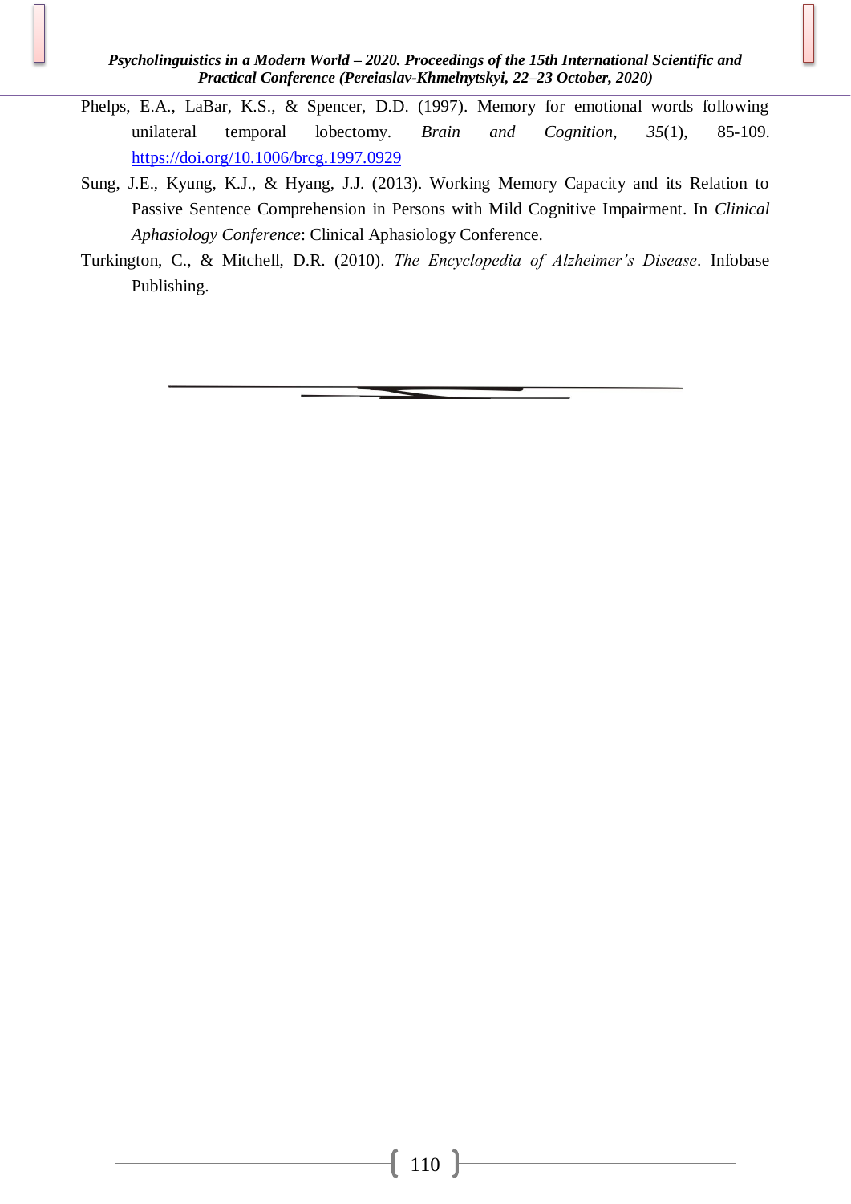Phelps, E.A., LaBar, K.S., & Spencer, D.D. (1997). Memory for emotional words following unilateral temporal lobectomy. *Brain and Cognition*, *35*(1), 85-109. https://doi.org/10.1006/brcg.1997.0929

Sung, J.E., Kyung, K.J., & Hyang, J.J. (2013). Working Memory Capacity and its Relation to Passive Sentence Comprehension in Persons with Mild Cognitive Impairment. In *Clinical Aphasiology Conference*: Clinical Aphasiology Conference.

Turkington, C., & Mitchell, D.R. (2010). *The Encyclopedia of Alzheimer's Disease*. Infobase Publishing.